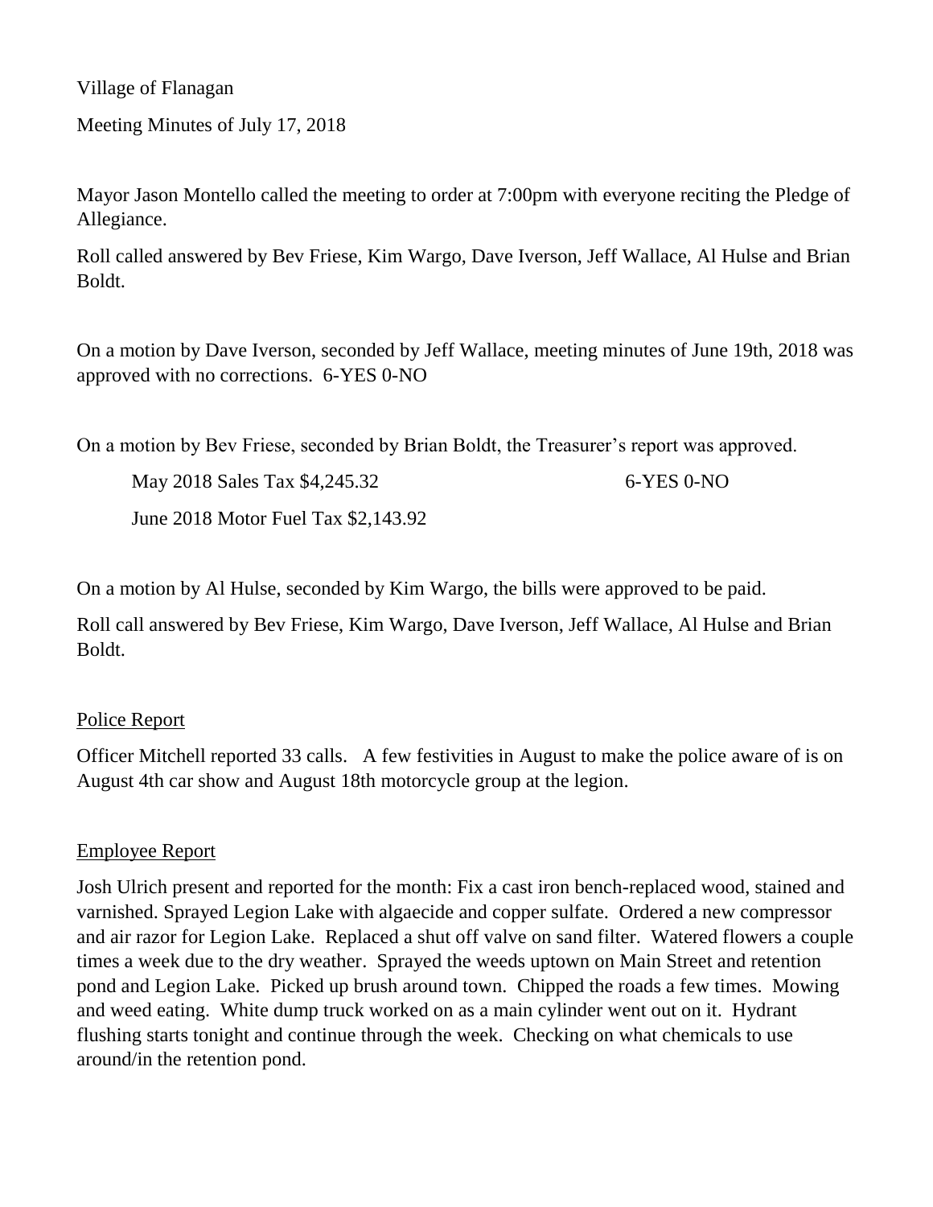Village of Flanagan

Meeting Minutes of July 17, 2018

Mayor Jason Montello called the meeting to order at 7:00pm with everyone reciting the Pledge of Allegiance.

Roll called answered by Bev Friese, Kim Wargo, Dave Iverson, Jeff Wallace, Al Hulse and Brian Boldt.

On a motion by Dave Iverson, seconded by Jeff Wallace, meeting minutes of June 19th, 2018 was approved with no corrections. 6-YES 0-NO

On a motion by Bev Friese, seconded by Brian Boldt, the Treasurer's report was approved.

May 2018 Sales Tax $4,245.32 6-YES 0-NO

June 2018 Motor Fuel Tax $2,143.92

On a motion by Al Hulse, seconded by Kim Wargo, the bills were approved to be paid.

Roll call answered by Bev Friese, Kim Wargo, Dave Iverson, Jeff Wallace, Al Hulse and Brian Boldt.

## Police Report

Officer Mitchell reported 33 calls. A few festivities in August to make the police aware of is on August 4th car show and August 18th motorcycle group at the legion.

## Employee Report

Josh Ulrich present and reported for the month: Fix a cast iron bench-replaced wood, stained and varnished. Sprayed Legion Lake with algaecide and copper sulfate. Ordered a new compressor and air razor for Legion Lake. Replaced a shut off valve on sand filter. Watered flowers a couple times a week due to the dry weather. Sprayed the weeds uptown on Main Street and retention pond and Legion Lake. Picked up brush around town. Chipped the roads a few times. Mowing and weed eating. White dump truck worked on as a main cylinder went out on it. Hydrant flushing starts tonight and continue through the week. Checking on what chemicals to use around/in the retention pond.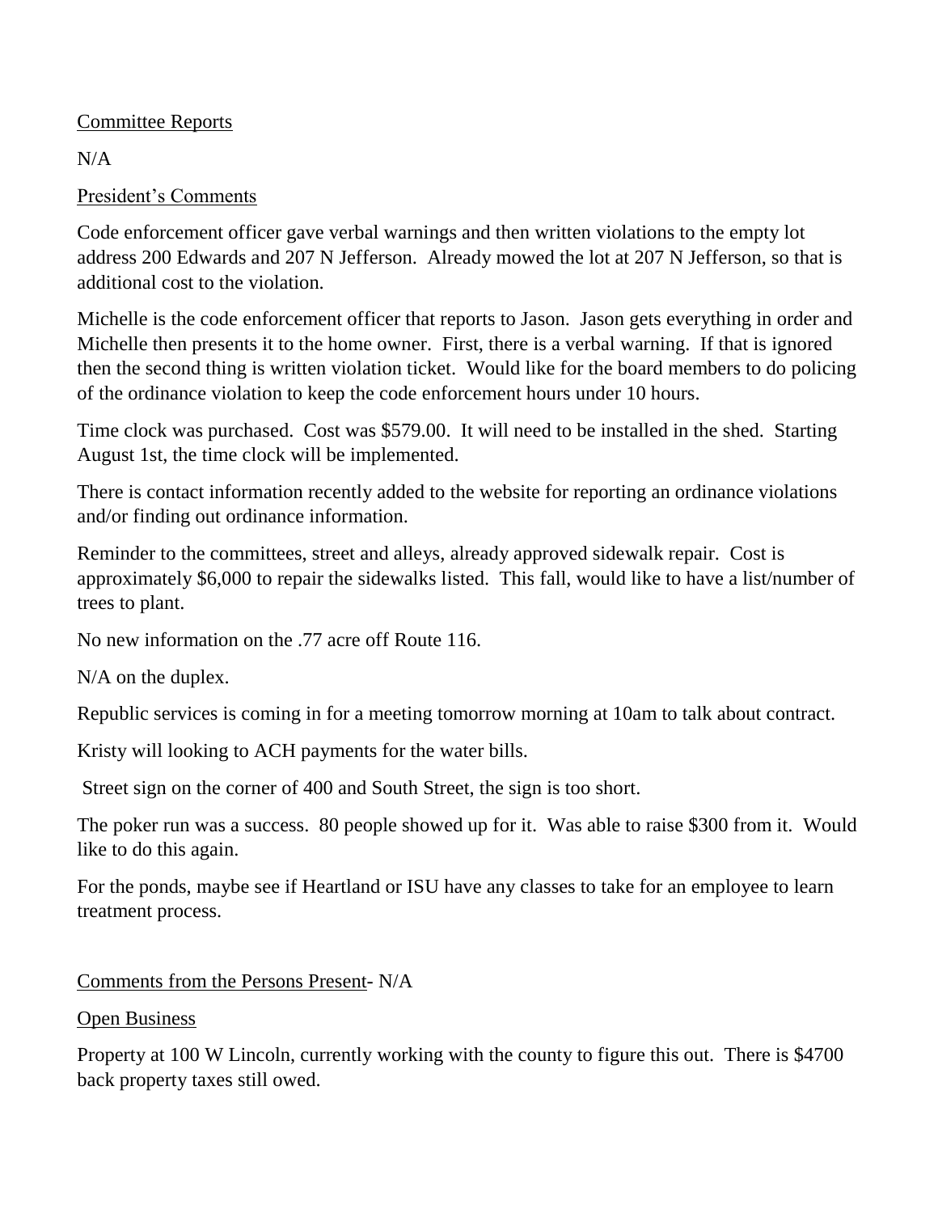Committee Reports

N/A

President's Comments

Code enforcement officer gave verbal warnings and then written violations to the empty lot address 200 Edwards and 207 N Jefferson. Already mowed the lot at 207 N Jefferson, so that is additional cost to the violation.

Michelle is the code enforcement officer that reports to Jason. Jason gets everything in order and Michelle then presents it to the home owner. First, there is a verbal warning. If that is ignored then the second thing is written violation ticket. Would like for the board members to do policing of the ordinance violation to keep the code enforcement hours under 10 hours.

Time clock was purchased. Cost was $579.00. It will need to be installed in the shed. Starting August 1st, the time clock will be implemented.

There is contact information recently added to the website for reporting an ordinance violations and/or finding out ordinance information.

Reminder to the committees, street and alleys, already approved sidewalk repair. Cost is approximately $6,000 to repair the sidewalks listed. This fall, would like to have a list/number of trees to plant.

No new information on the .77 acre off Route 116.

N/A on the duplex.

Republic services is coming in for a meeting tomorrow morning at 10am to talk about contract.

Kristy will looking to ACH payments for the water bills.

Street sign on the corner of 400 and South Street, the sign is too short.

The poker run was a success. 80 people showed up for it. Was able to raise $300 from it. Would like to do this again.

For the ponds, maybe see if Heartland or ISU have any classes to take for an employee to learn treatment process.

Comments from the Persons Present- N/A

Open Business

Property at 100 W Lincoln, currently working with the county to figure this out. There is $4700 back property taxes still owed.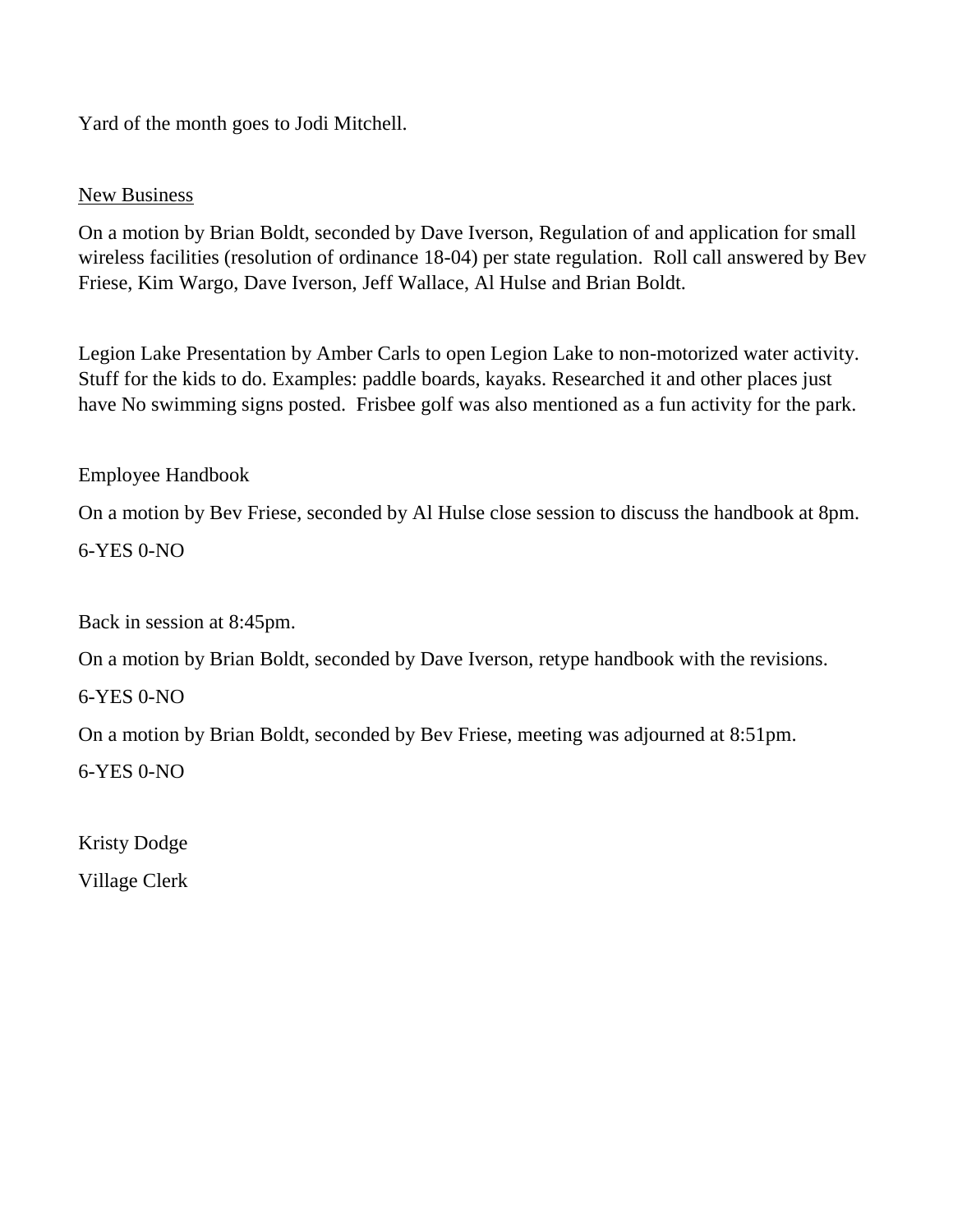Yard of the month goes to Jodi Mitchell.

<u>New Business</u>

On a motion by Brian Boldt, seconded by Dave Iverson, Regulation of and application for small wireless facilities (resolution of ordinance 18-04) per state regulation.  Roll call answered by Bev Friese, Kim Wargo, Dave Iverson, Jeff Wallace, Al Hulse and Brian Boldt.

Legion Lake Presentation by Amber Carls to open Legion Lake to non-motorized water activity. Stuff for the kids to do. Examples: paddle boards, kayaks. Researched it and other places just have No swimming signs posted.  Frisbee golf was also mentioned as a fun activity for the park.

Employee Handbook

On a motion by Bev Friese, seconded by Al Hulse close session to discuss the handbook at 8pm.

6-YES 0-NO

Back in session at 8:45pm.

On a motion by Brian Boldt, seconded by Dave Iverson, retype handbook with the revisions.

6-YES 0-NO

On a motion by Brian Boldt, seconded by Bev Friese, meeting was adjourned at 8:51pm.

6-YES 0-NO

Kristy Dodge

Village Clerk